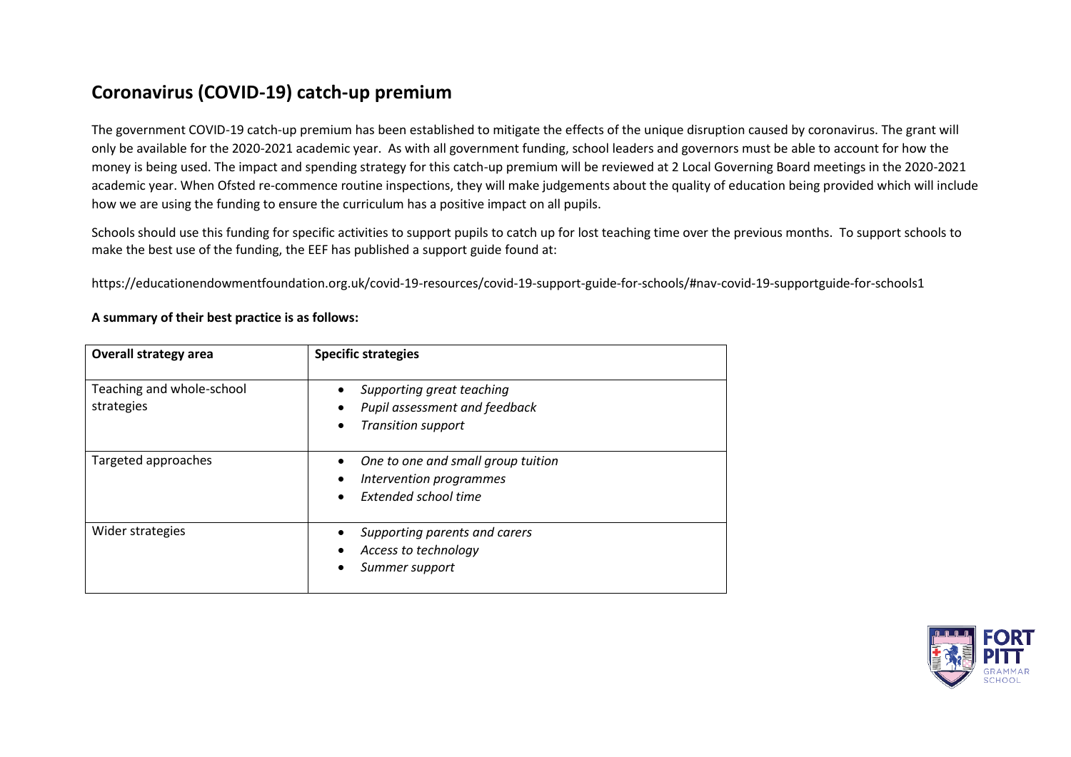# Coronavirus (COVID-19) catch-up premium

The government COVID-19 catch-up premium has been established to mitigate the effects of the unique disruption caused by coronavirus. The grant will only be available for the 2020-2021 academic year. As with all government funding, school leaders and governors must be able to account for how the money is being used. The impact and spending strategy for this catch-up premium will be reviewed at 2 Local Governing Board meetings in the 2020-2021 academic year. When Ofsted re-commence routine inspections, they will make judgements about the quality of education being provided which will include how we are using the funding to ensure the curriculum has a positive impact on all pupils.

Schools should use this funding for specific activities to support pupils to catch up for lost teaching time over the previous months. To support schools to make the best use of the funding, the EEF has published a support guide found at:

https://educationendowmentfoundation.org.uk/covid-19-resources/covid-19-support-guide-for-schools/#nav-covid-19-supportguide-for-schools1

**A summary of their best practice is as follows:**

| **Overall strategy area** | **Specific strategies** |
|---|---|
| Teaching and whole-school strategies | • *Supporting great teaching*<br>• *Pupil assessment and feedback*<br>• *Transition support* |
| Targeted approaches | • *One to one and small group tuition*<br>• *Intervention programmes*<br>• *Extended school time* |
| Wider strategies | • *Supporting parents and carers*<br>• *Access to technology*<br>• *Summer support* |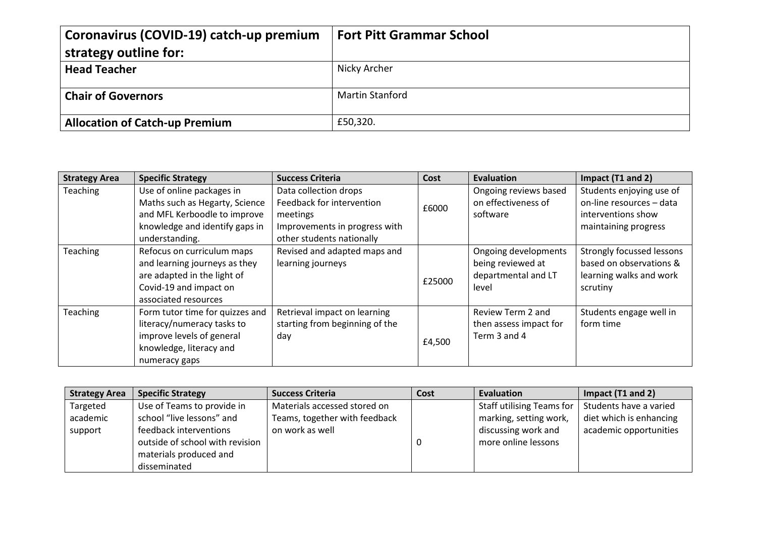| Coronavirus (COVID-19) catch-up premium strategy outline for: | Fort Pitt Grammar School |
|---|---|
| **Head Teacher** | Nicky Archer |
| **Chair of Governors** | Martin Stanford |
| **Allocation of Catch-up Premium** | £50,320. |

| Strategy Area | Specific Strategy | Success Criteria | Cost | Evaluation | Impact (T1 and 2) |
|---|---|---|---|---|---|
| Teaching | Use of online packages in Maths such as Hegarty, Science and MFL Kerboodle to improve knowledge and identify gaps in understanding. | Data collection drops<br>Feedback for intervention meetings<br>Improvements in progress with other students nationally | £6000 | Ongoing reviews based on effectiveness of software | Students enjoying use of on-line resources – data interventions show maintaining progress |
| Teaching | Refocus on curriculum maps and learning journeys as they are adapted in the light of Covid-19 and impact on associated resources | Revised and adapted maps and learning journeys | £25000 | Ongoing developments being reviewed at departmental and LT level | Strongly focussed lessons based on observations & learning walks and work scrutiny |
| Teaching | Form tutor time for quizzes and literacy/numeracy tasks to improve levels of general knowledge, literacy and numeracy gaps | Retrieval impact on learning starting from beginning of the day | £4,500 | Review Term 2 and then assess impact for Term 3 and 4 | Students engage well in form time |

| Strategy Area | Specific Strategy | Success Criteria | Cost | Evaluation | Impact (T1 and 2) |
|---|---|---|---|---|---|
| Targeted academic support | Use of Teams to provide in school "live lessons" and feedback interventions outside of school with revision materials produced and disseminated | Materials accessed stored on Teams, together with feedback on work as well | 0 | Staff utilising Teams for marking, setting work, discussing work and more online lessons | Students have a varied diet which is enhancing academic opportunities |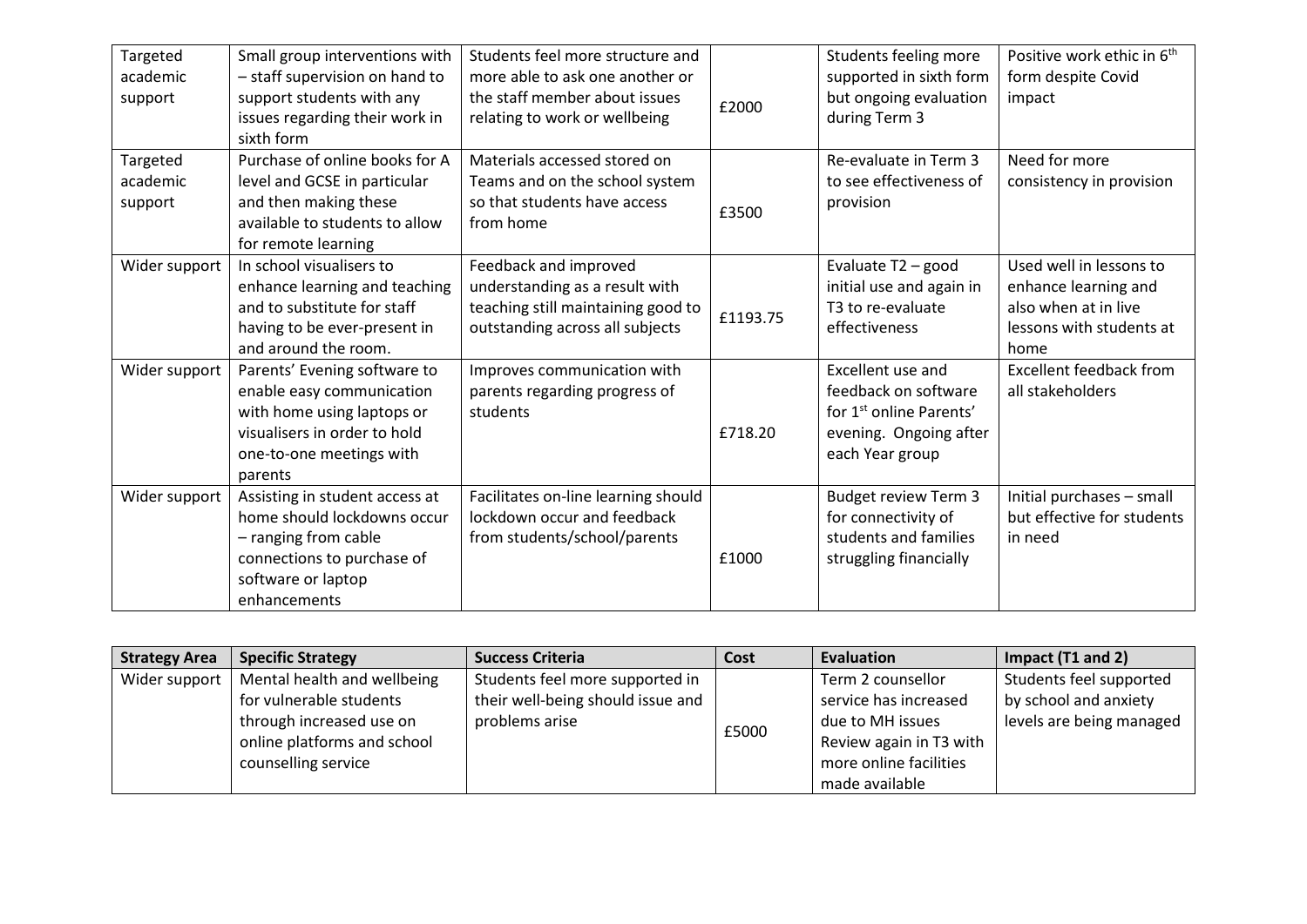| | | | | | |
|---|---|---|---|---|---|
| Targeted academic support | Small group interventions with – staff supervision on hand to support students with any issues regarding their work in sixth form | Students feel more structure and more able to ask one another or the staff member about issues relating to work or wellbeing | £2000 | Students feeling more supported in sixth form but ongoing evaluation during Term 3 | Positive work ethic in 6th form despite Covid impact |
| Targeted academic support | Purchase of online books for A level and GCSE in particular and then making these available to students to allow for remote learning | Materials accessed stored on Teams and on the school system so that students have access from home | £3500 | Re-evaluate in Term 3 to see effectiveness of provision | Need for more consistency in provision |
| Wider support | In school visualisers to enhance learning and teaching and to substitute for staff having to be ever-present in and around the room. | Feedback and improved understanding as a result with teaching still maintaining good to outstanding across all subjects | £1193.75 | Evaluate T2 – good initial use and again in T3 to re-evaluate effectiveness | Used well in lessons to enhance learning and also when at in live lessons with students at home |
| Wider support | Parents' Evening software to enable easy communication with home using laptops or visualisers in order to hold one-to-one meetings with parents | Improves communication with parents regarding progress of students | £718.20 | Excellent use and feedback on software for 1st online Parents' evening. Ongoing after each Year group | Excellent feedback from all stakeholders |
| Wider support | Assisting in student access at home should lockdowns occur – ranging from cable connections to purchase of software or laptop enhancements | Facilitates on-line learning should lockdown occur and feedback from students/school/parents | £1000 | Budget review Term 3 for connectivity of students and families struggling financially | Initial purchases – small but effective for students in need |

| Strategy Area | Specific Strategy | Success Criteria | Cost | Evaluation | Impact (T1 and 2) |
|---|---|---|---|---|---|
| Wider support | Mental health and wellbeing for vulnerable students through increased use on online platforms and school counselling service | Students feel more supported in their well-being should issue and problems arise | £5000 | Term 2 counsellor service has increased due to MH issues Review again in T3 with more online facilities made available | Students feel supported by school and anxiety levels are being managed |